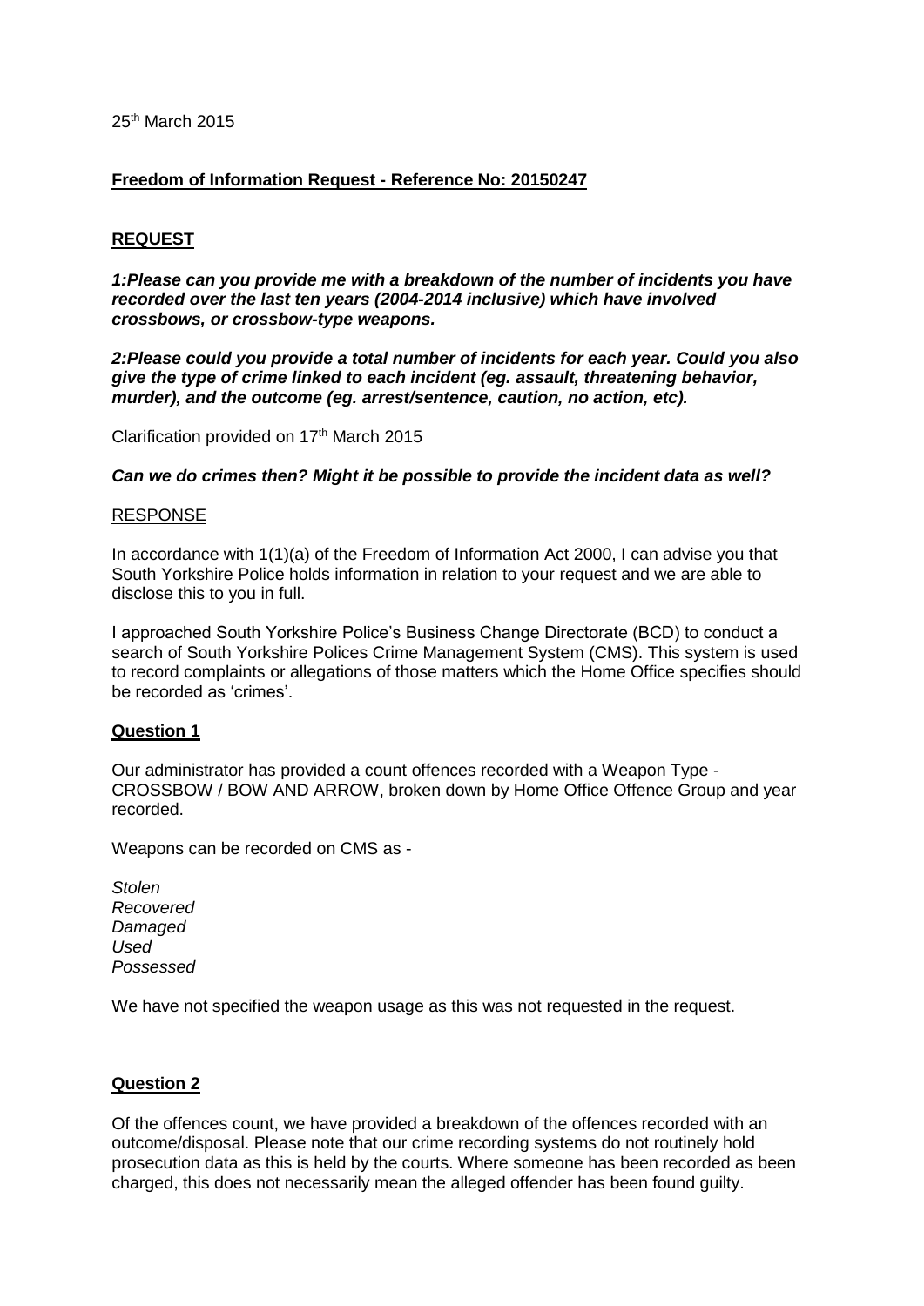25[th] March 2015

## **Freedom of Information Request - Reference No: 20150247**

### **REQUEST**

***1:Please can you provide me with a breakdown of the number of incidents you have recorded over the last ten years (2004-2014 inclusive) which have involved crossbows, or crossbow-type weapons.***

***2:Please could you provide a total number of incidents for each year. Could you also give the type of crime linked to each incident (eg. assault, threatening behavior, murder), and the outcome (eg. arrest/sentence, caution, no action, etc).***

Clarification provided on 17[th] March 2015

***Can we do crimes then? Might it be possible to provide the incident data as well?***

RESPONSE

In accordance with 1(1)(a) of the Freedom of Information Act 2000, I can advise you that South Yorkshire Police holds information in relation to your request and we are able to disclose this to you in full.

I approached South Yorkshire Police's Business Change Directorate (BCD) to conduct a search of South Yorkshire Polices Crime Management System (CMS). This system is used to record complaints or allegations of those matters which the Home Office specifies should be recorded as 'crimes'.

### **Question 1**

Our administrator has provided a count offences recorded with a Weapon Type - CROSSBOW / BOW AND ARROW, broken down by Home Office Offence Group and year recorded.

Weapons can be recorded on CMS as -

*Stolen*
*Recovered*
*Damaged*
*Used*
*Possessed*

We have not specified the weapon usage as this was not requested in the request.

### **Question 2**

Of the offences count, we have provided a breakdown of the offences recorded with an outcome/disposal. Please note that our crime recording systems do not routinely hold prosecution data as this is held by the courts. Where someone has been recorded as been charged, this does not necessarily mean the alleged offender has been found guilty.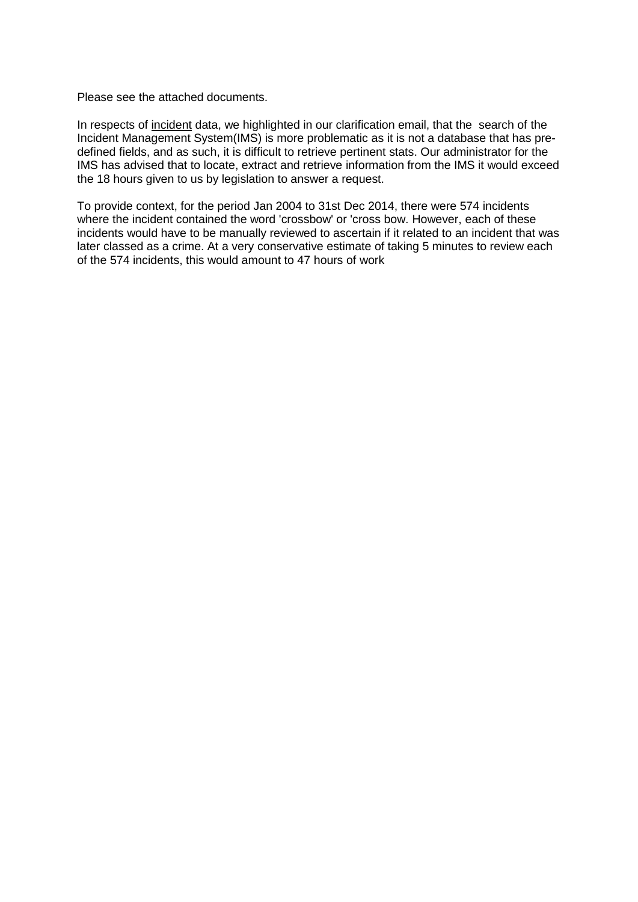Please see the attached documents.

In respects of <u>incident</u> data, we highlighted in our clarification email, that the search of the Incident Management System(IMS) is more problematic as it is not a database that has pre-defined fields, and as such, it is difficult to retrieve pertinent stats. Our administrator for the IMS has advised that to locate, extract and retrieve information from the IMS it would exceed the 18 hours given to us by legislation to answer a request.

To provide context, for the period Jan 2004 to 31st Dec 2014, there were 574 incidents where the incident contained the word 'crossbow' or 'cross bow. However, each of these incidents would have to be manually reviewed to ascertain if it related to an incident that was later classed as a crime. At a very conservative estimate of taking 5 minutes to review each of the 574 incidents, this would amount to 47 hours of work